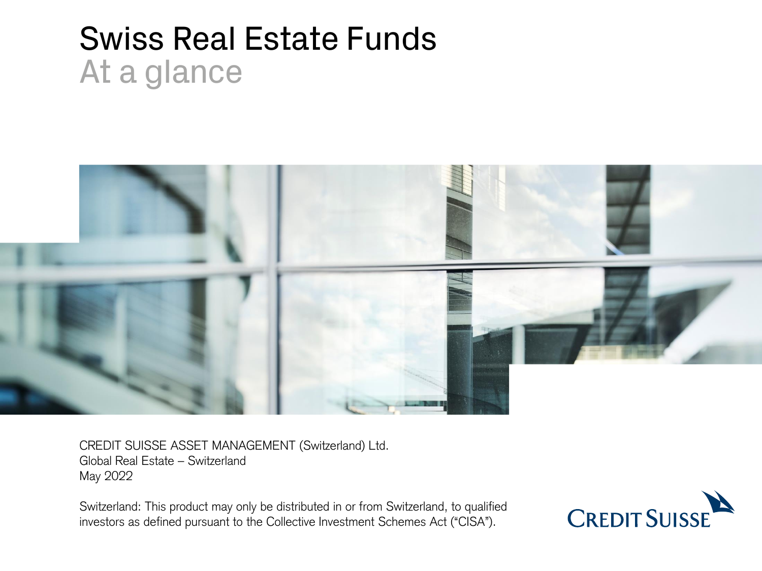# Swiss Real Estate Funds

## At a glance

CREDIT SUISSE ASSET MANAGEMENT (Switzerland) Ltd.
Global Real Estate – Switzerland
May 2022

Switzerland: This product may only be distributed in or from Switzerland, to qualified investors as defined pursuant to the Collective Investment Schemes Act ("CISA").

CREDIT SUISSE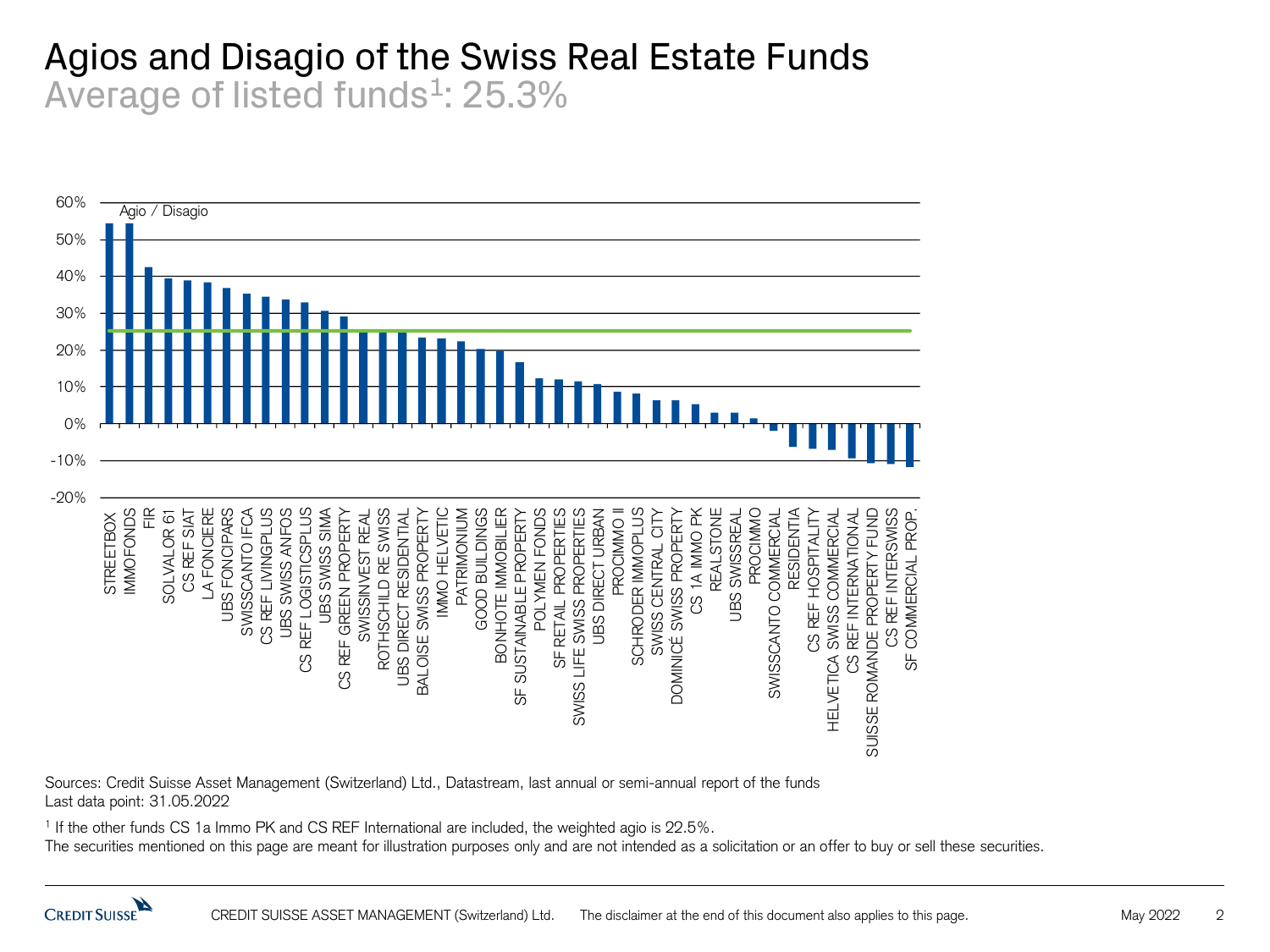# Agios and Disagio of the Swiss Real Estate Funds

## Average of listed funds[1]: 25.3%

Agio / Disagio

| Fund | Agio / Disagio (approx.) |
|---|---|
| STREETBOX | 54% |
| IMMOFONDS | 54% |
| FIR | 42% |
| SOLVALOR 61 | 39% |
| CS REF SIAT | 39% |
| LA FONCIERE | 38% |
| UBS FONCIPARS | 37% |
| SWISSCANTO IFCA | 35% |
| CS REF LIVINGPLUS | 34% |
| UBS SWISS ANFOS | 34% |
| CS REF LOGISTICSPLUS | 33% |
| UBS SWISS SIMA | 31% |
| CS REF GREEN PROPERTY | 29% |
| SWISSINVEST REAL | 25% |
| ROTHSCHILD RE SWISS | 25% |
| UBS DIRECT RESIDENTIAL | 25% |
| BALOISE SWISS PROPERTY | 23% |
| IMMO HELVETIC | 23% |
| PATRIMONIUM | 22% |
| GOOD BUILDINGS | 20% |
| BONHOTE IMMOBILIER | 20% |
| SF SUSTAINABLE PROPERTY | 17% |
| POLYMEN FONDS | 12% |
| SF RETAIL PROPERTIES | 12% |
| SWISS LIFE SWISS PROPERTIES | 11% |
| UBS DIRECT URBAN | 11% |
| PROCIMMO II | 9% |
| SCHRODER IMMOPLUS | 8% |
| SWISS CENTRAL CITY | 6% |
| DOMINICÉ SWISS PROPERTY | 6% |
| CS 1A IMMO PK | 5% |
| REALSTONE | 3% |
| UBS SWISSREAL | 3% |
| PROCIMMO | 1% |
| SWISSCANTO COMMERCIAL | -2% |
| RESIDENTIA | -6% |
| CS REF HOSPITALITY | -7% |
| HELVETICA SWISS COMMERCIAL | -7% |
| CS REF INTERNATIONAL | -9% |
| SUISSE ROMANDE PROPERTY FUND | -11% |
| CS REF INTERSWISS | -11% |
| SF COMMERCIAL PROP. | -12% |

Sources: Credit Suisse Asset Management (Switzerland) Ltd., Datastream, last annual or semi-annual report of the funds
Last data point: 31.05.2022

[1] If the other funds CS 1a Immo PK and CS REF International are included, the weighted agio is 22.5%.

The securities mentioned on this page are meant for illustration purposes only and are not intended as a solicitation or an offer to buy or sell these securities.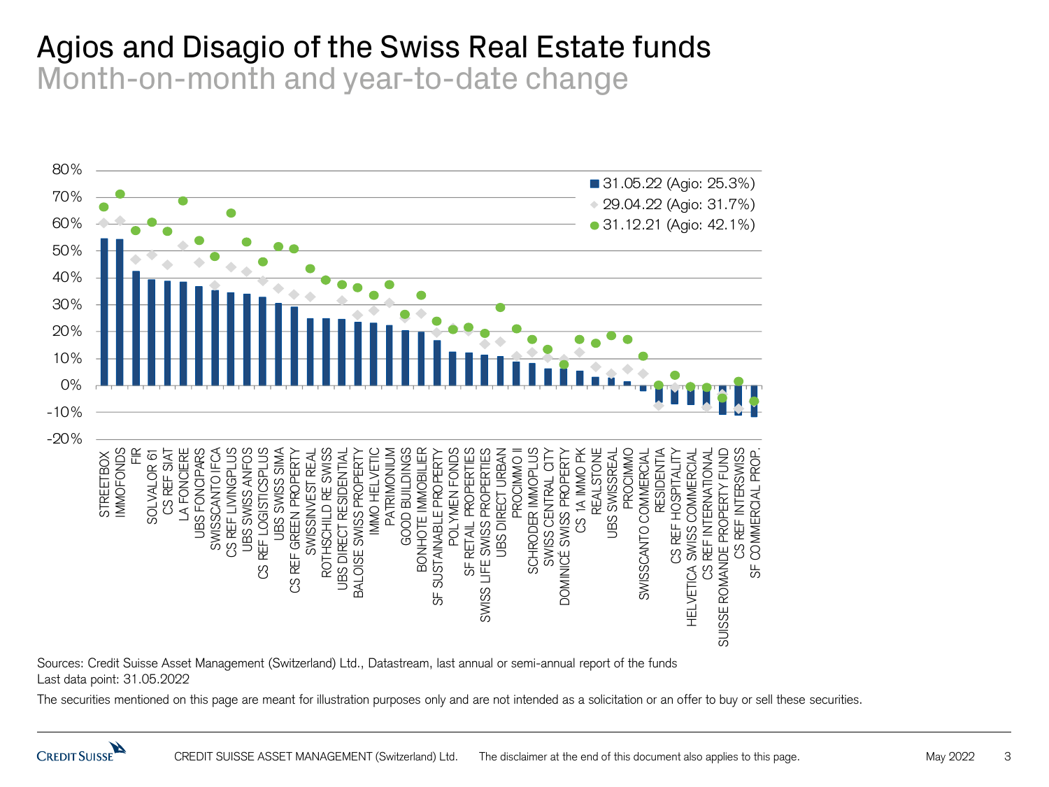# Agios and Disagio of the Swiss Real Estate funds

## Month-on-month and year-to-date change

- 31.05.22 (Agio: 25.3%)
- 29.04.22 (Agio: 31.7%)
- 31.12.21 (Agio: 42.1%)

Funds (left to right): STREETBOX, IMMOFONDS, FIR, SOLVALOR 61, CS REF SIAT, LA FONCIERE, UBS FONCIPARS, SWISSCANTO IFCA, CS REF LIVINGPLUS, UBS SWISS ANFOS, CS REF LOGISTICSPLUS, UBS SWISS SIMA, CS REF GREEN PROPERTY, SWISSINVEST REAL, ROTHSCHILD RE SWISS, UBS DIRECT RESIDENTIAL, BALOISE SWISS PROPERTY, IMMO HELVETIC, PATRIMONIUM, GOOD BUILDINGS, BONHOTE IMMOBILIER, SF SUSTAINABLE PROPERTY, POLYMEN FONDS, SF RETAIL PROPERTIES, SWISS LIFE SWISS PROPERTIES, UBS DIRECT URBAN, PROCIMMO II, SCHRODER IMMOPLUS, SWISS CENTRAL CITY, DOMINICÉ SWISS PROPERTY, CS 1A IMMO PK, REALSTONE, UBS SWISSREAL, PROCIMMO, SWISSCANTO COMMERCIAL, RESIDENTIA, CS REF HOSPITALITY, HELVETICA SWISS COMMERCIAL, CS REF INTERNATIONAL, SUISSE ROMANDE PROPERTY FUND, CS REF INTERSWISS, SF COMMERCIAL PROP.

Sources: Credit Suisse Asset Management (Switzerland) Ltd., Datastream, last annual or semi-annual report of the funds
Last data point: 31.05.2022

The securities mentioned on this page are meant for illustration purposes only and are not intended as a solicitation or an offer to buy or sell these securities.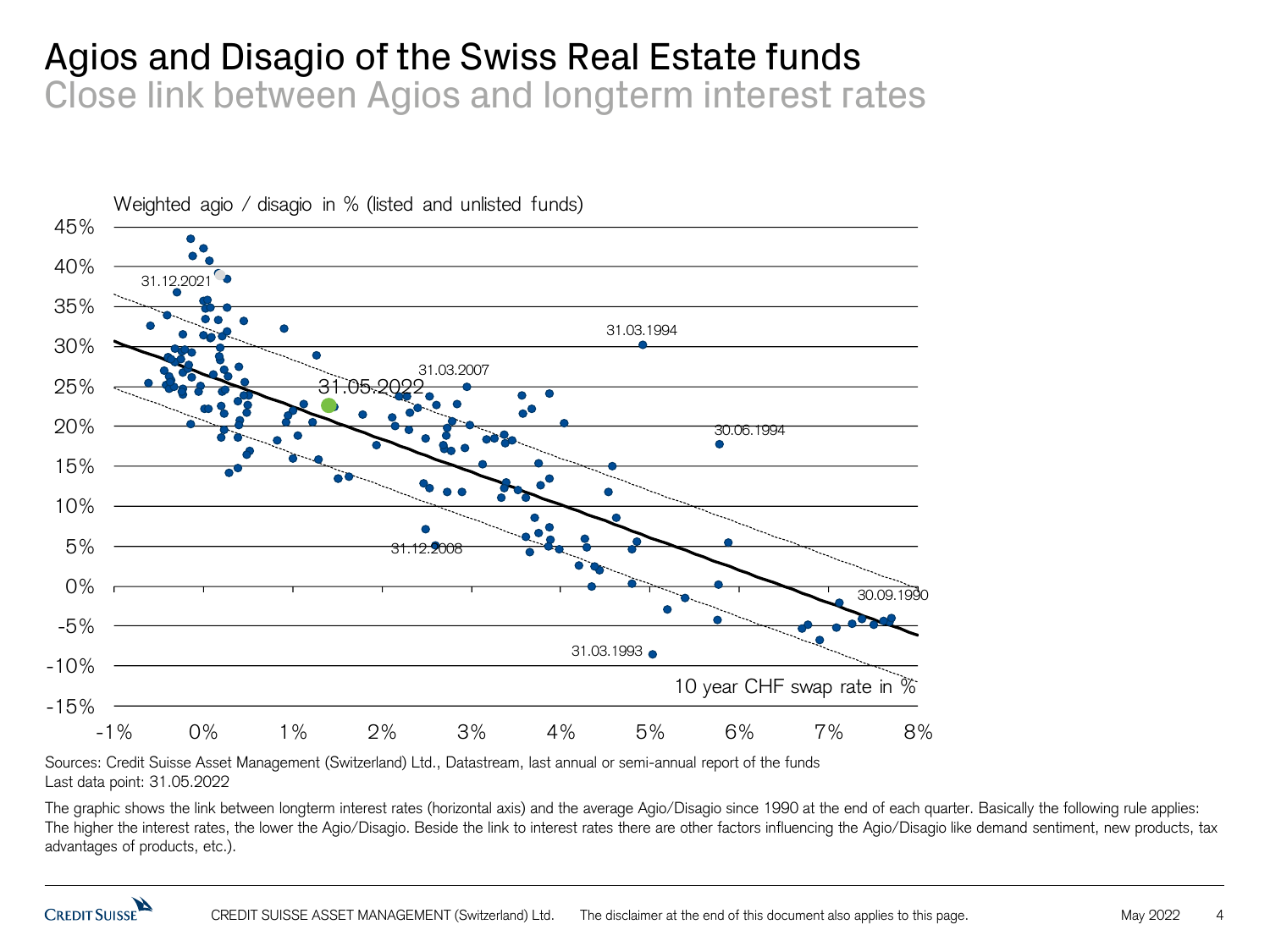# Agios and Disagio of the Swiss Real Estate funds

## Close link between Agios and longterm interest rates

Weighted agio / disagio in % (listed and unlisted funds)

10 year CHF swap rate in %

Sources: Credit Suisse Asset Management (Switzerland) Ltd., Datastream, last annual or semi-annual report of the funds
Last data point: 31.05.2022

The graphic shows the link between longterm interest rates (horizontal axis) and the average Agio/Disagio since 1990 at the end of each quarter. Basically the following rule applies: The higher the interest rates, the lower the Agio/Disagio. Beside the link to interest rates there are other factors influencing the Agio/Disagio like demand sentiment, new products, tax advantages of products, etc.).

CREDIT SUISSE ASSET MANAGEMENT (Switzerland) Ltd. The disclaimer at the end of this document also applies to this page.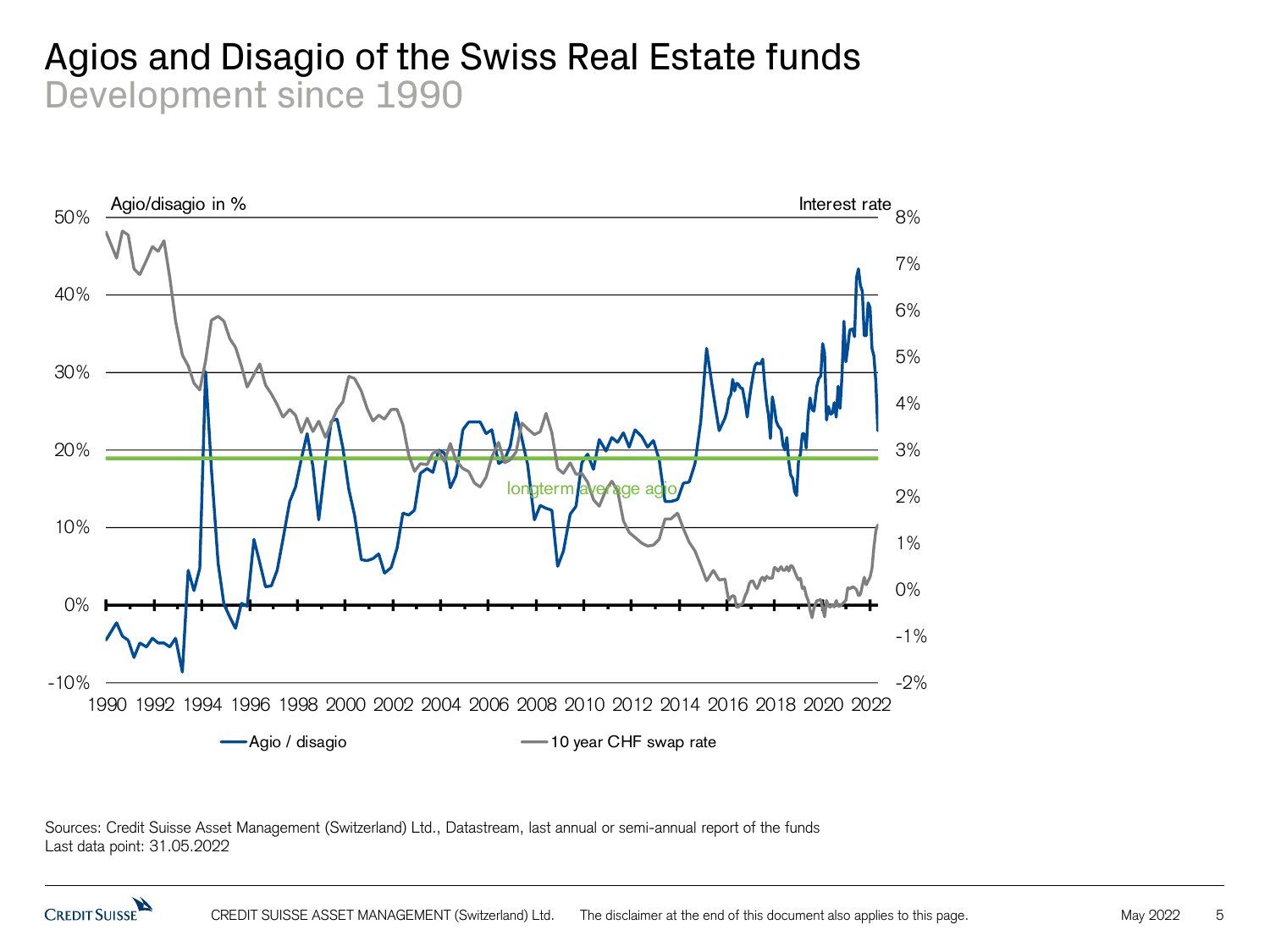# Agios and Disagio of the Swiss Real Estate funds

## Development since 1990

Agio/disagio in %

Interest rate

longterm average agio

Agio / disagio — 10 year CHF swap rate

Sources: Credit Suisse Asset Management (Switzerland) Ltd., Datastream, last annual or semi-annual report of the funds
Last data point: 31.05.2022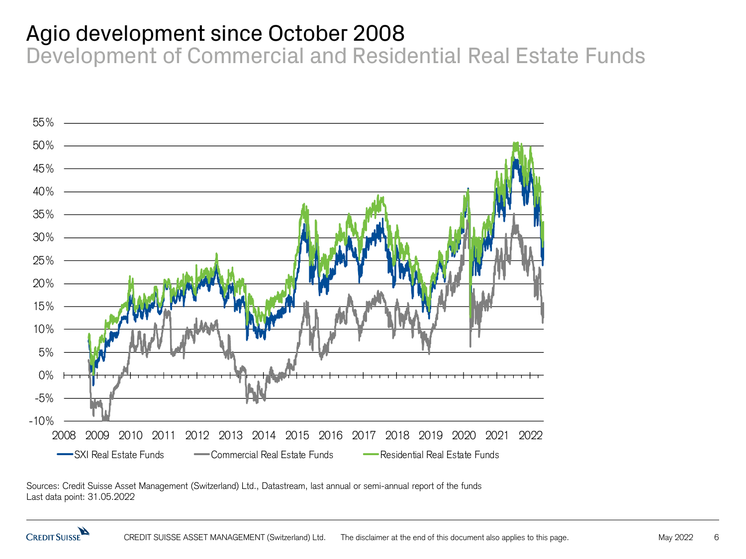# Agio development since October 2008

## Development of Commercial and Residential Real Estate Funds

Sources: Credit Suisse Asset Management (Switzerland) Ltd., Datastream, last annual or semi-annual report of the funds
Last data point: 31.05.2022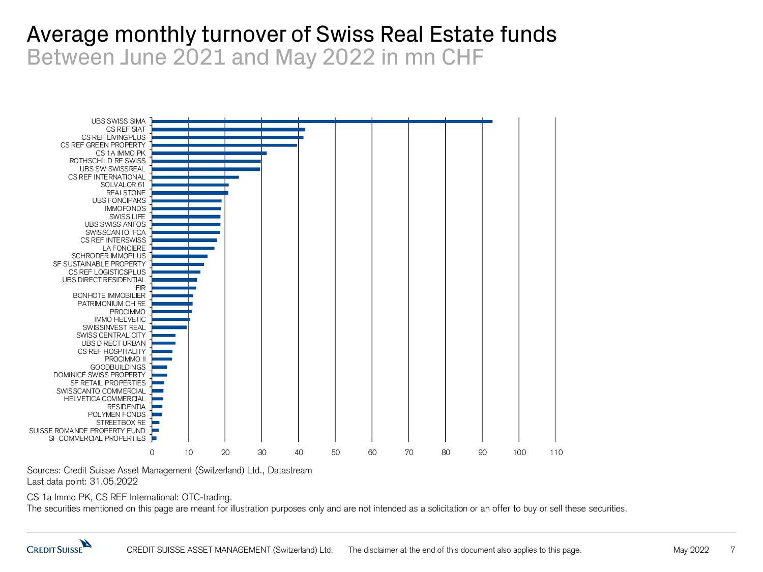# Average monthly turnover of Swiss Real Estate funds

## Between June 2021 and May 2022 in mn CHF

| Fund | Average monthly turnover (mn CHF, approx.) |
|---|---|
| UBS SWISS SIMA | 93 |
| CS REF SIAT | 42 |
| CS REF LIVINGPLUS | 41 |
| CS REF GREEN PROPERTY | 40 |
| CS 1A IMMO PK | 31 |
| ROTHSCHILD RE SWISS | 30 |
| UBS SW SWISSREAL | 30 |
| CS REF INTERNATIONAL | 24 |
| SOLVALOR 61 | 21 |
| REALSTONE | 21 |
| UBS FONCIPARS | 19 |
| IMMOFONDS | 19 |
| SWISS LIFE | 19 |
| UBS SWISS ANFOS | 19 |
| SWISSCANTO IFCA | 19 |
| CS REF INTERSWISS | 18 |
| LA FONCIERE | 17 |
| SCHRODER IMMOPLUS | 15 |
| SF SUSTAINABLE PROPERTY | 14 |
| CS REF LOGISTICSPLUS | 13 |
| UBS DIRECT RESIDENTIAL | 12 |
| FIR | 12 |
| BONHOTE IMMOBILIER | 11 |
| PATRIMONIUM CH RE | 11 |
| PROCIMMO | 11 |
| IMMO HELVETIC | 10 |
| SWISSINVEST REAL | 10 |
| SWISS CENTRAL CITY | 6 |
| UBS DIRECT URBAN | 6 |
| CS REF HOSPITALITY | 6 |
| PROCIMMO II | 5 |
| GOODBUILDINGS | 4 |
| DOMINICÉ SWISS PROPERTY | 4 |
| SF RETAIL PROPERTIES | 3 |
| SWISSCANTO COMMERCIAL | 3 |
| HELVETICA COMMERCIAL | 3 |
| RESIDENTIA | 3 |
| POLYMEN FONDS | 3 |
| STREETBOX RE | 2 |
| SUISSE ROMANDE PROPERTY FUND | 2 |
| SF COMMERCIAL PROPERTIES | 1 |

Sources: Credit Suisse Asset Management (Switzerland) Ltd., Datastream
Last data point: 31.05.2022

CS 1a Immo PK, CS REF International: OTC-trading.
The securities mentioned on this page are meant for illustration purposes only and are not intended as a solicitation or an offer to buy or sell these securities.

CREDIT SUISSE ASSET MANAGEMENT (Switzerland) Ltd. The disclaimer at the end of this document also applies to this page.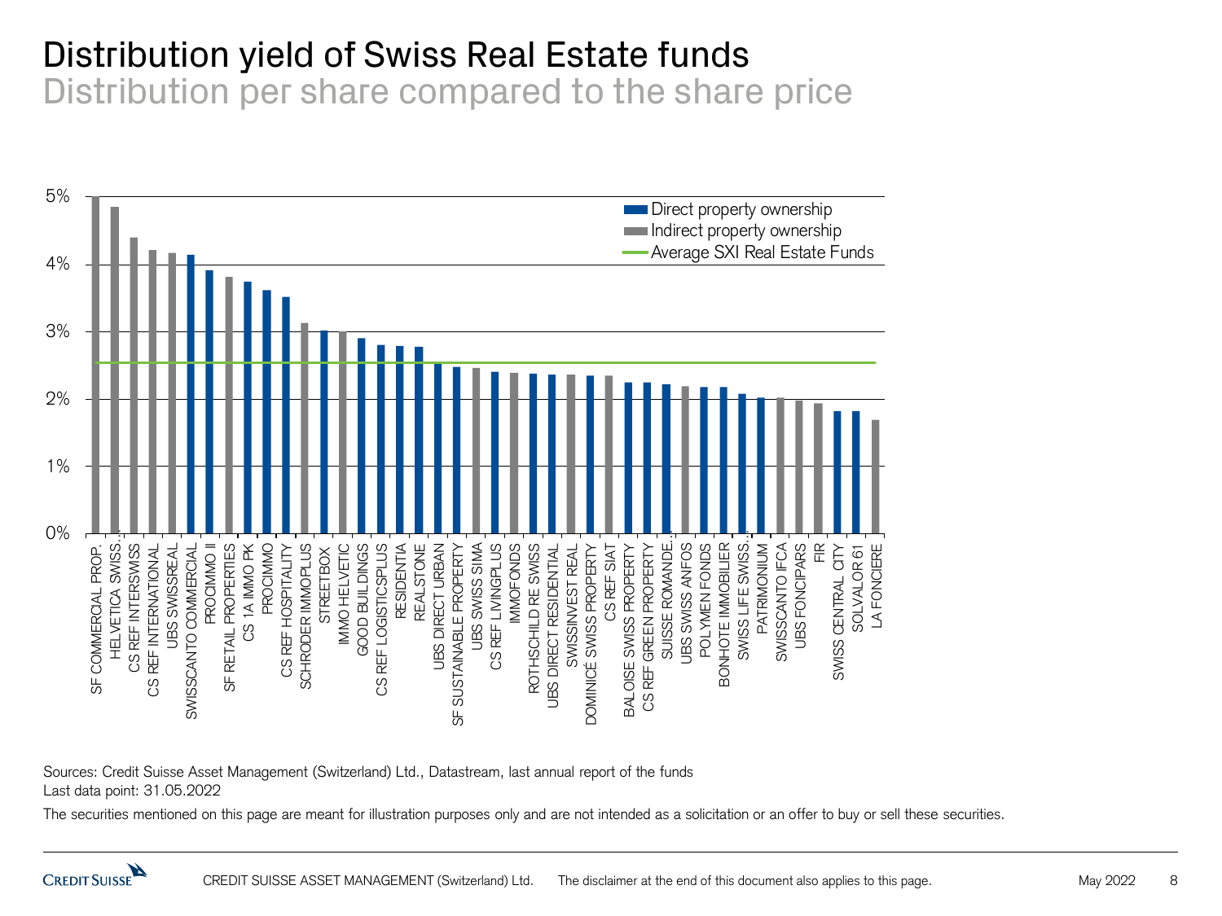# Distribution yield of Swiss Real Estate funds

## Distribution per share compared to the share price

| Fund | Ownership | Distribution yield |
|---|---|---|
| SF COMMERCIAL PROP. | Indirect | ~5.0% |
| HELVETICA SWISS... | Indirect | ~4.85% |
| CS REF INTERSWISS | Indirect | ~4.4% |
| CS REF INTERNATIONAL | Indirect | ~4.2% |
| UBS SWISSREAL | Indirect | ~4.15% |
| SWISSCANTO COMMERCIAL | Direct | ~4.15% |
| PROCIMMO II | Direct | ~3.9% |
| SF RETAIL PROPERTIES | Indirect | ~3.8% |
| CS 1A IMMO PK | Direct | ~3.75% |
| PROCIMMO | Direct | ~3.6% |
| CS REF HOSPITALITY | Direct | ~3.5% |
| SCHRODER IMMOPLUS | Indirect | ~3.1% |
| STREETBOX | Direct | ~3.0% |
| IMMO HELVETIC | Indirect | ~3.0% |
| GOOD BUILDINGS | Direct | ~2.9% |
| CS REF LOGISTICSPLUS | Direct | ~2.8% |
| RESIDENTIA | Direct | ~2.8% |
| REALSTONE | Direct | ~2.75% |
| UBS DIRECT URBAN | Direct | ~2.55% |
| SF SUSTAINABLE PROPERTY | Direct | ~2.45% |
| UBS SWISS SIMA | Indirect | ~2.45% |
| CS REF LIVINGPLUS | Direct | ~2.4% |
| IMMOFONDS | Indirect | ~2.4% |
| ROTHSCHILD RE SWISS | Direct | ~2.35% |
| UBS DIRECT RESIDENTIAL | Direct | ~2.35% |
| SWISSINVEST REAL | Indirect | ~2.35% |
| DOMINICÉ SWISS PROPERTY | Direct | ~2.35% |
| CS REF SIAT | Indirect | ~2.35% |
| BALOISE SWISS PROPERTY | Direct | ~2.25% |
| CS REF GREEN PROPERTY | Direct | ~2.25% |
| SUISSE ROMANDE... | Direct | ~2.2% |
| UBS SWISS ANFOS | Indirect | ~2.2% |
| POLYMEN FONDS | Direct | ~2.2% |
| BONHOTE IMMOBILIER | Direct | ~2.2% |
| SWISS LIFE SWISS... | Direct | ~2.1% |
| PATRIMONIUM | Direct | ~2.0% |
| SWISSCANTO IFCA | Indirect | ~2.0% |
| UBS FONCIPARS | Indirect | ~2.0% |
| FIR | Indirect | ~1.95% |
| SWISS CENTRAL CITY | Direct | ~1.8% |
| SOLVALOR 61 | Direct | ~1.8% |
| LA FONCIERE | Indirect | ~1.7% |

Average SXI Real Estate Funds: ~2.55%

Sources: Credit Suisse Asset Management (Switzerland) Ltd., Datastream, last annual report of the funds
Last data point: 31.05.2022

The securities mentioned on this page are meant for illustration purposes only and are not intended as a solicitation or an offer to buy or sell these securities.

CREDIT SUISSE ASSET MANAGEMENT (Switzerland) Ltd. The disclaimer at the end of this document also applies to this page. May 2022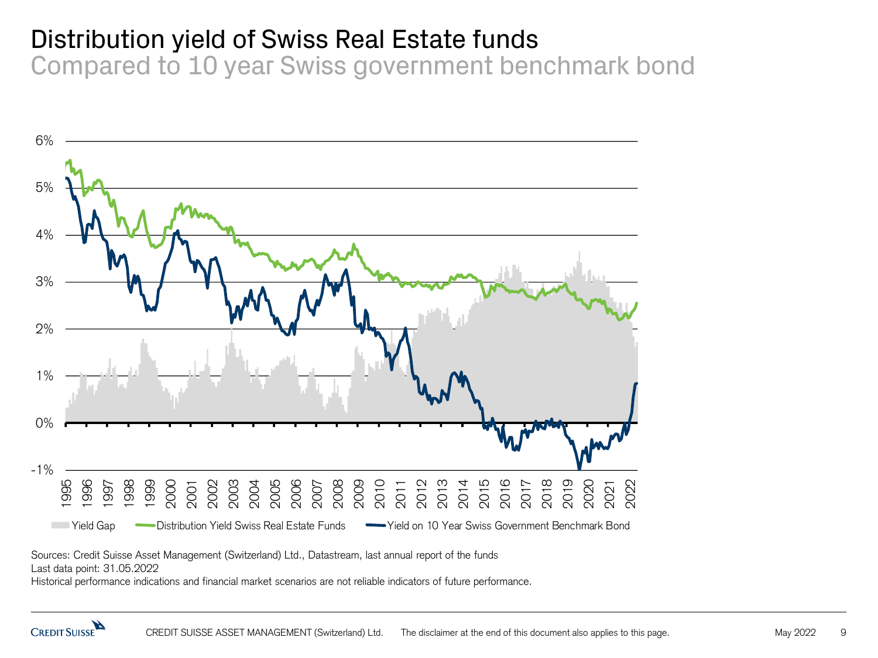# Distribution yield of Swiss Real Estate funds

## Compared to 10 year Swiss government benchmark bond

Yield Gap — Distribution Yield Swiss Real Estate Funds — Yield on 10 Year Swiss Government Benchmark Bond

Sources: Credit Suisse Asset Management (Switzerland) Ltd., Datastream, last annual report of the funds
Last data point: 31.05.2022
Historical performance indications and financial market scenarios are not reliable indicators of future performance.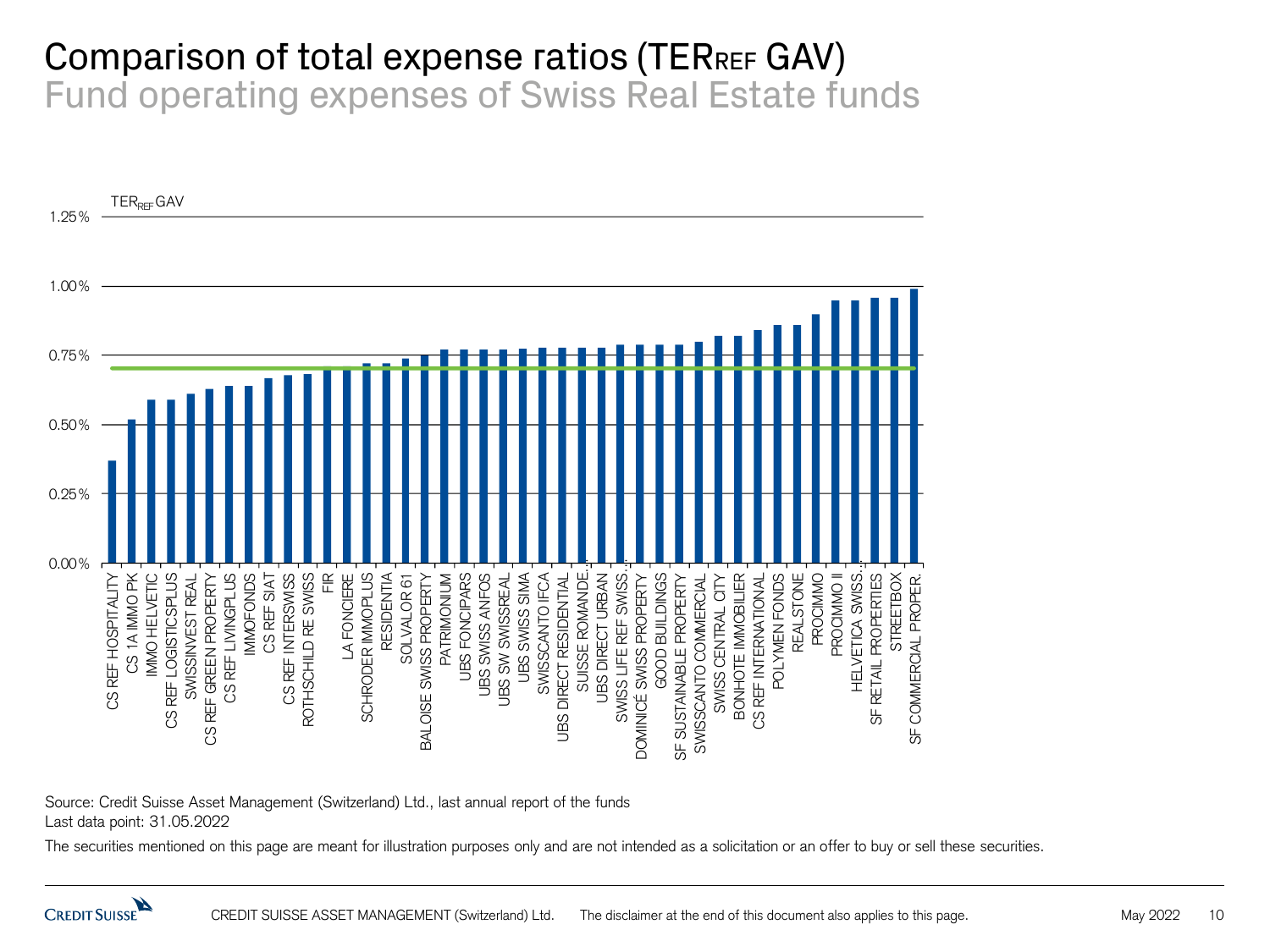# Comparison of total expense ratios (TER REF GAV)

## Fund operating expenses of Swiss Real Estate funds

TER REF GAV

1.25%
1.00%
0.75%
0.50%
0.25%
0.00%

CS REF HOSPITALITY, CS 1A IMMO PK, IMMO HELVETIC, CS REF LOGISTICSPLUS, SWISSINVEST REAL, CS REF GREEN PROPERTY, CS REF LIVINGPLUS, IMMOFONDS, CS REF SIAT, CS REF INTERSWISS, ROTHSCHILD RE SWISS, FIR, LA FONCIERE, SCHRODER IMMOPLUS, RESIDENTIA, SOLVALOR 61, BALOISE SWISS PROPERTY, PATRIMONIUM, UBS FONCIPARS, UBS SWISS ANFOS, UBS SW SWISSREAL, UBS SWISS SIMA, SWISSCANTO IFCA, UBS DIRECT RESIDENTIAL, SUISSE ROMANDE..., UBS DIRECT URBAN, SWISS LIFE REF SWISS..., DOMINICÉ SWISS PROPERTY, GOOD BUILDINGS, SF SUSTAINABLE PROPERTY, SWISSCANTO COMMERCIAL, SWISS CENTRAL CITY, BONHOTE IMMOBILIER, CS REF INTERNATIONAL, POLYMEN FONDS, REALSTONE, PROCIMMO, PROCIMMO II, HELVETICA SWISS..., SF RETAIL PROPERTIES, STREETBOX, SF COMMERCIAL PROPER.

Source: Credit Suisse Asset Management (Switzerland) Ltd., last annual report of the funds
Last data point: 31.05.2022

The securities mentioned on this page are meant for illustration purposes only and are not intended as a solicitation or an offer to buy or sell these securities.

CREDIT SUISSE ASSET MANAGEMENT (Switzerland) Ltd. The disclaimer at the end of this document also applies to this page.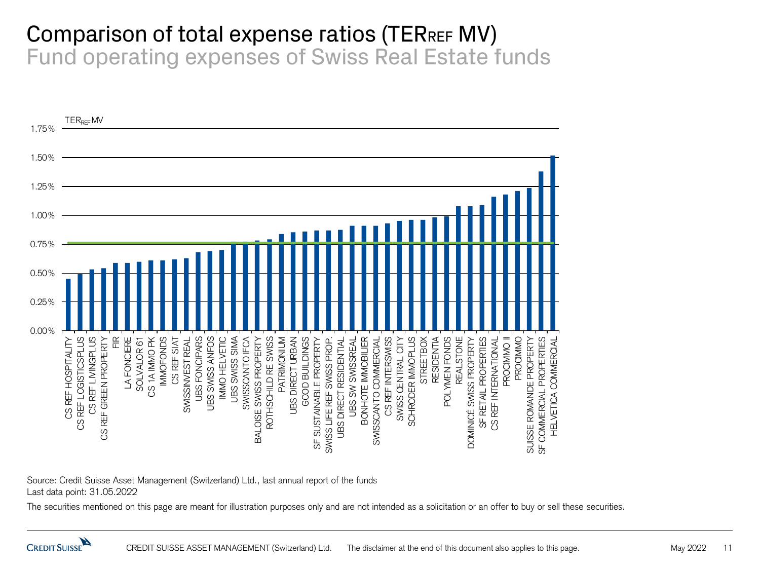# Comparison of total expense ratios ($TER_{REF}$ MV)

## Fund operating expenses of Swiss Real Estate funds

$TER_{REF}$ MV

| Fund | $TER_{REF}$ MV (approx.) |
|---|---|
| CS REF HOSPITALITY | 0.45% |
| CS REF LOGISTICSPLUS | 0.49% |
| CS REF LIVINGPLUS | 0.53% |
| CS REF GREEN PROPERTY | 0.54% |
| FIR | 0.59% |
| LA FONCIERE | 0.59% |
| SOLVALOR 61 | 0.60% |
| CS 1A IMMO PK | 0.61% |
| IMMOFONDS | 0.61% |
| CS REF SIAT | 0.62% |
| SWISSINVEST REAL | 0.63% |
| UBS FONCIPARS | 0.68% |
| UBS SWISS ANFOS | 0.69% |
| IMMO HELVETIC | 0.70% |
| UBS SWISS SIMA | 0.76% |
| SWISSCANTO IFCA | 0.76% |
| BALOISE SWISS PROPERTY | 0.78% |
| ROTHSCHILD RE SWISS | 0.79% |
| PATRIMONIUM | 0.84% |
| UBS DIRECT URBAN | 0.85% |
| GOOD BUILDINGS | 0.86% |
| SF SUSTAINABLE PROPERTY | 0.87% |
| SWISS LIFE REF SWISS PROP. | 0.87% |
| UBS DIRECT RESIDENTIAL | 0.87% |
| UBS SW SWISSREAL | 0.91% |
| BONHOTE IMMOBILIER | 0.91% |
| SWISSCANTO COMMERCIAL | 0.91% |
| CS REF INTERSWISS | 0.93% |
| SWISS CENTRAL CITY | 0.95% |
| SCHRODER IMMOPLUS | 0.96% |
| STREETBOX | 0.96% |
| RESIDENTIA | 0.98% |
| POLYMEN FONDS | 0.99% |
| REALSTONE | 1.08% |
| DOMINICÉ SWISS PROPERTY | 1.08% |
| SF RETAIL PROPERTIES | 1.09% |
| CS REF INTERNATIONAL | 1.16% |
| PROCIMMO II | 1.18% |
| PROCIMMO | 1.21% |
| SUISSE ROMANDE PROPERTY | 1.24% |
| SF COMMERCIAL PROPERTIES | 1.38% |
| HELVETICA COMMERCIAL | 1.52% |

Average line: approx. 0.76%

Source: Credit Suisse Asset Management (Switzerland) Ltd., last annual report of the funds
Last data point: 31.05.2022

The securities mentioned on this page are meant for illustration purposes only and are not intended as a solicitation or an offer to buy or sell these securities.

CREDIT SUISSE ASSET MANAGEMENT (Switzerland) Ltd. The disclaimer at the end of this document also applies to this page.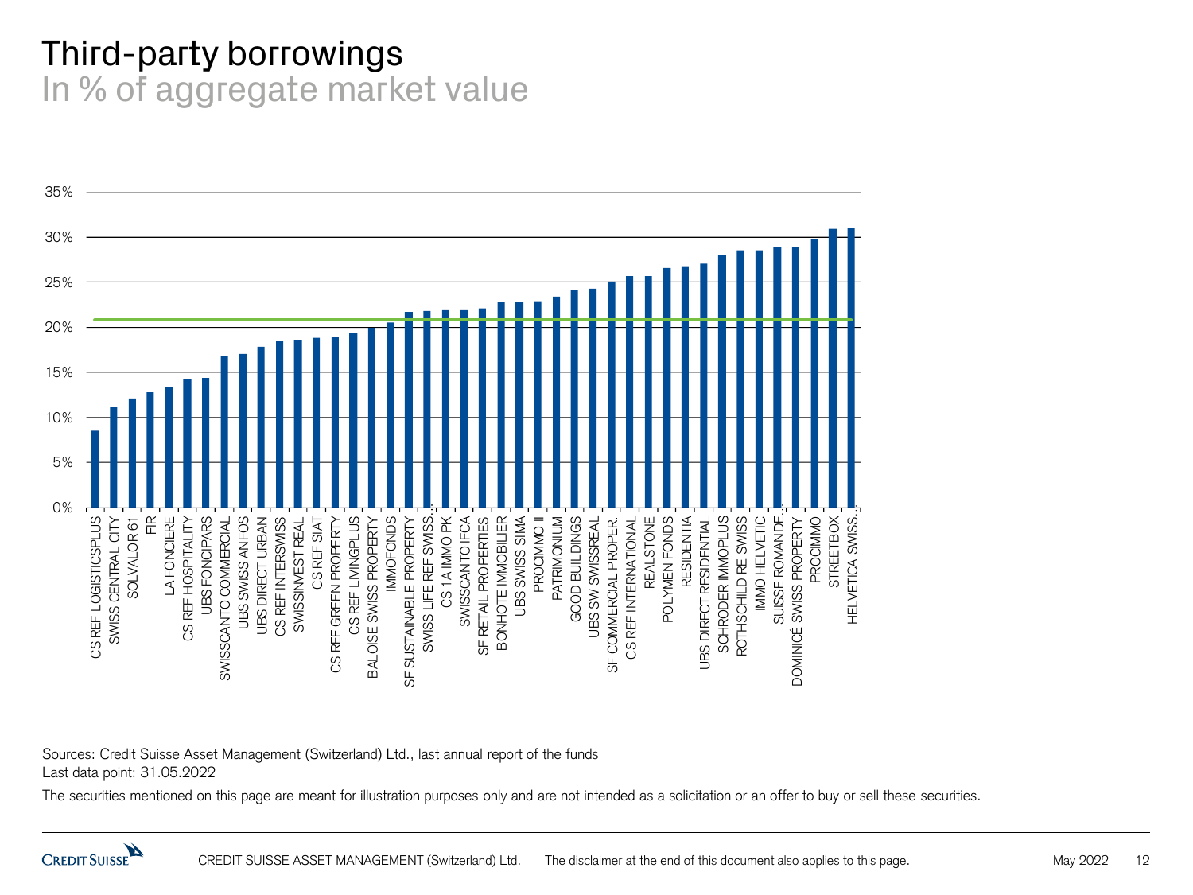# Third-party borrowings

## In % of aggregate market value

35%
30%
25%
20%
15%
10%
5%
0%

CS REF LOGISTICSPLUS, SWISS CENTRAL CITY, SOLVALOR 61, FIR, LA FONCIERE, CS REF HOSPITALITY, UBS FONCIPARS, SWISSCANTO COMMERCIAL, UBS SWISS ANFOS, UBS DIRECT URBAN, CS REF INTERSWISS, SWISSINVEST REAL, CS REF SIAT, CS REF GREEN PROPERTY, CS REF LIVINGPLUS, BALOISE SWISS PROPERTY, IMMOFONDS, SF SUSTAINABLE PROPERTY, SWISS LIFE REF SWISS..., CS 1A IMMO PK, SWISSCANTO IFCA, SF RETAIL PROPERTIES, BONHOTE IMMOBILIER, UBS SWISS SIMA, PROCIMMO II, PATRIMONIUM, GOOD BUILDINGS, UBS SW SWISSREAL, SF COMMERCIAL PROPER., CS REF INTERNATIONAL, REALSTONE, POLYMEN FONDS, RESIDENTIA, UBS DIRECT RESIDENTIAL, SCHRODER IMMOPLUS, ROTHSCHILD RE SWISS, IMMO HELVETIC, SUISSE ROMANDE..., DOMINICÉ SWISS PROPERTY, PROCIMMO, STREETBOX, HELVETICA SWISS...

Sources: Credit Suisse Asset Management (Switzerland) Ltd., last annual report of the funds
Last data point: 31.05.2022

The securities mentioned on this page are meant for illustration purposes only and are not intended as a solicitation or an offer to buy or sell these securities.

The disclaimer at the end of this document also applies to this page.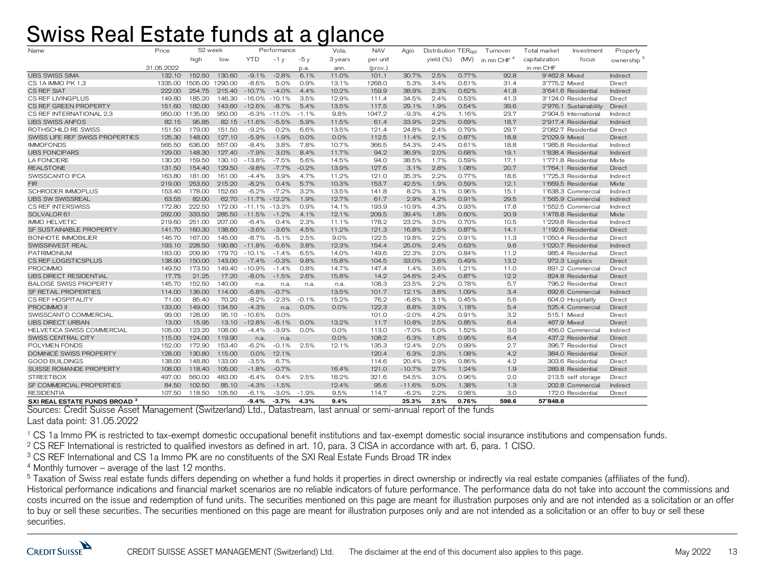# Swiss Real Estate funds at a glance

| Name | Price | 52 week | | Performance | | | Vola. | NAV | Agio | Distribution | $TER_{REF}$ | Turnover | Total market | Investment | Property |
|---|---|---|---|---|---|---|---|---|---|---|---|---|---|---|---|
| | | high | low | YTD | -1 y | -5 y | 3 years | per unit | | yield (%) | (MV) | in mn CHF [4] | capitalization | focus | ownership [5] |
| | 31.05.2022 | | | | | p.a. | ann. | (prov.) | | | | | in mn CHF | | |
| UBS SWISS SIMA | 132.10 | 152.50 | 130.60 | -9.1% | -2.8% | 6.1% | 11.0% | 101.1 | 30.7% | 2.5% | 0.77% | 92.8 | 9'462.8 | Mixed | Indirect |
| CS 1A IMMO PK [1,3] | 1335.00 | 1505.00 | 1290.00 | -8.6% | 5.0% | 0.9% | 13.1% | 1268.0 | 5.3% | 3.4% | 0.61% | 31.4 | 3'775.2 | Mixed | Direct |
| CS REF SIAT | 222.00 | 254.75 | 215.40 | -10.7% | -4.0% | 4.4% | 10.2% | 159.9 | 38.9% | 2.3% | 0.62% | 41.8 | 3'641.6 | Residential | Indirect |
| CS REF LIVINGPLUS | 149.80 | 185.20 | 146.30 | -16.0% | -10.1% | 3.5% | 12.9% | 111.4 | 34.5% | 2.4% | 0.53% | 41.3 | 3'124.0 | Residential | Direct |
| CS REF GREEN PROPERTY | 151.60 | 182.00 | 143.60 | -12.6% | -8.7% | 5.4% | 13.5% | 117.5 | 29.1% | 1.9% | 0.54% | 39.6 | 2'976.1 | Sustainability | Direct |
| CS REF INTERNATIONAL [2,3] | 950.00 | 1135.00 | 950.00 | -6.3% | -11.0% | -1.1% | 9.8% | 1047.2 | -9.3% | 4.2% | 1.16% | 23.7 | 2'904.5 | International | Indirect |
| UBS SWISS ANFOS | 82.15 | 95.85 | 82.15 | -11.6% | -5.5% | 5.9% | 11.5% | 61.4 | 33.9% | 2.2% | 0.69% | 18.7 | 2'917.4 | Residential | Indirect |
| ROTHSCHILD RE SWISS | 151.50 | 179.00 | 151.50 | -9.2% | 0.2% | 6.6% | 13.5% | 121.4 | 24.8% | 2.4% | 0.79% | 29.7 | 2'082.7 | Residential | Direct |
| SWISS LIFE REF SWISS PROPERTIES | 125.30 | 148.00 | 127.10 | -5.9% | -1.9% | 0.0% | 0.0% | 112.5 | 11.4% | 2.1% | 0.87% | 18.8 | 2'029.9 | Mixed | Direct |
| IMMOFONDS | 565.50 | 636.00 | 557.00 | -8.4% | 3.8% | 7.8% | 10.7% | 366.5 | 54.3% | 2.4% | 0.61% | 18.8 | 1'985.8 | Residential | Indirect |
| UBS FONCIPARS | 129.00 | 148.30 | 127.40 | -7.9% | 3.0% | 8.4% | 11.7% | 94.2 | 36.9% | 2.0% | 0.68% | 19.1 | 1'838.4 | Residential | Indirect |
| LA FONCIERE | 130.20 | 159.50 | 130.10 | -13.8% | -7.5% | 5.6% | 14.5% | 94.0 | 38.5% | 1.7% | 0.59% | 17.1 | 1'771.8 | Residential | Mixte |
| REALSTONE | 131.50 | 154.40 | 129.50 | -9.8% | -7.7% | -0.2% | 13.9% | 127.6 | 3.1% | 2.8% | 1.08% | 20.7 | 1'764.1 | Residential | Direct |
| SWISSCANTO IFCA | 163.80 | 181.00 | 161.00 | -4.4% | 3.9% | 4.7% | 11.2% | 121.0 | 35.3% | 2.2% | 0.77% | 18.6 | 1'725.3 | Residential | Indirect |
| FIR | 219.00 | 253.50 | 215.20 | -8.2% | 0.4% | 5.7% | 10.3% | 153.7 | 42.5% | 1.9% | 0.59% | 12.1 | 1'669.5 | Residential | Mixte |
| SCHRODER IMMOPLUS | 153.40 | 178.00 | 152.60 | -6.2% | -7.2% | 3.2% | 13.5% | 141.8 | 8.2% | 3.1% | 0.96% | 15.1 | 1'638.3 | Commercial | Indirect |
| UBS SW SWISSREAL | 63.55 | 82.00 | 62.70 | -11.7% | -12.2% | 1.9% | 12.7% | 61.7 | 2.9% | 4.2% | 0.91% | 29.5 | 1'565.9 | Commercial | Indirect |
| CS REF INTERSWISS | 172.80 | 222.50 | 172.00 | -11.1% | -13.3% | 0.9% | 14.1% | 193.9 | -10.9% | 4.3% | 0.93% | 17.8 | 1'552.5 | Commercial | Indirect |
| SOLVALOR 61 | 292.00 | 333.50 | 285.50 | -11.5% | -1.2% | 4.1% | 12.1% | 209.5 | 39.4% | 1.8% | 0.60% | 20.9 | 1'478.8 | Residential | Mixte |
| IMMO HELVETIC | 219.60 | 251.00 | 207.00 | -6.4% | 0.4% | 2.3% | 11.1% | 178.2 | 23.2% | 3.0% | 0.70% | 10.5 | 1'229.8 | Residential | Indirect |
| SF SUSTAINABLE PROPERTY | 141.70 | 160.30 | 138.60 | -3.6% | -3.6% | 4.5% | 11.2% | 121.3 | 16.8% | 2.5% | 0.87% | 14.1 | 1'192.6 | Residential | Direct |
| BONHOTE IMMOBILIER | 146.70 | 167.00 | 145.00 | -8.7% | -5.1% | 2.5% | 9.0% | 122.5 | 19.8% | 2.2% | 0.91% | 11.3 | 1'050.4 | Residential | Direct |
| SWISSINVEST REAL | 193.10 | 228.50 | 190.80 | -11.8% | -6.6% | 3.8% | 12.3% | 154.4 | 25.0% | 2.4% | 0.63% | 9.6 | 1'020.7 | Residential | Indirect |
| PATRIMONIUM | 183.00 | 209.90 | 179.70 | -10.1% | -1.4% | 6.5% | 14.0% | 149.6 | 22.3% | 2.0% | 0.84% | 11.2 | 985.4 | Residential | Direct |
| CS REF LOGISTICSPLUS | 138.90 | 150.00 | 143.00 | -7.4% | -0.3% | 9.8% | 15.8% | 104.5 | 33.0% | 2.8% | 0.49% | 13.2 | 972.3 | Logistics | Direct |
| PROCIMMO | 149.50 | 173.50 | 149.40 | -10.9% | -1.4% | 0.8% | 14.7% | 147.4 | 1.4% | 3.6% | 1.21% | 11.0 | 891.2 | Commercial | Direct |
| UBS DIRECT RESIDENTIAL | 17.75 | 21.25 | 17.20 | -8.0% | -1.5% | 2.6% | 15.8% | 14.2 | 24.6% | 2.4% | 0.87% | 12.2 | 824.8 | Residential | Direct |
| BALOISE SWISS PROPERTY | 145.70 | 152.50 | 140.00 | n.a. | n.a. | n.a. | n.a. | 108.3 | 23.5% | 2.2% | 0.78% | 5.7 | 796.2 | Residential | Direct |
| SF RETAIL PROPERTIES | 114.00 | 136.00 | 114.00 | -5.8% | -0.7% | | 13.5% | 101.7 | 12.1% | 3.8% | 1.09% | 3.4 | 692.6 | Commercial | Indirect |
| CS REF HOSPITALITY | 71.00 | 85.40 | 70.20 | -8.2% | -2.3% | -0.1% | 15.2% | 76.2 | -6.8% | 3.1% | 0.45% | 5.6 | 604.0 | Hospitality | Direct |
| PROCIMMO II | 133.00 | 149.00 | 134.50 | -4.3% | n.a. | 0.0% | 0.0% | 122.3 | 8.8% | 3.9% | 1.18% | 5.4 | 525.4 | Commercial | Direct |
| SWISSCANTO COMMERCIAL | 99.00 | 128.00 | 95.10 | -10.6% | 0.0% | | | 101.0 | -2.0% | 4.2% | 0.91% | 3.2 | 515.1 | Mixed | Direct |
| UBS DIRECT URBAN | 13.00 | 15.95 | 13.10 | -12.8% | -6.1% | 0.0% | 13.2% | 11.7 | 10.8% | 2.5% | 0.85% | 6.4 | 467.9 | Mixed | Direct |
| HELVETICA SWISS COMMERCIAL | 105.00 | 123.20 | 108.00 | -4.4% | -3.9% | 0.0% | 0.0% | 113.0 | -7.0% | 5.0% | 1.52% | 3.0 | 456.0 | Commercial | Indirect |
| SWISS CENTRAL CITY | 115.00 | 124.00 | 119.90 | n.a. | n.a. | | 0.0% | 108.2 | 6.3% | 1.8% | 0.95% | 6.4 | 437.2 | Residential | Direct |
| POLYMEN FONDS | 152.00 | 172.90 | 153.40 | -6.2% | -0.1% | 2.5% | 12.1% | 135.3 | 12.4% | 2.0% | 0.99% | 2.7 | 396.7 | Residential | Direct |
| DOMINICÉ SWISS PROPERTY | 128.00 | 130.80 | 115.00 | 0.0% | 12.1% | | | 120.4 | 6.3% | 2.3% | 1.08% | 4.2 | 384.0 | Residential | Direct |
| GOOD BUILDINGS | 138.00 | 148.80 | 133.00 | -3.5% | 6.7% | | | 114.6 | 20.4% | 2.9% | 0.86% | 4.2 | 303.6 | Residential | Direct |
| SUISSE ROMANDE PROPERTY | 108.00 | 118.40 | 105.00 | -1.8% | -0.7% | | 16.4% | 121.0 | -10.7% | 2.7% | 1.24% | 1.9 | 289.8 | Residential | Direct |
| STREETBOX | 497.00 | 560.00 | 483.00 | -6.4% | 0.4% | 2.5% | 18.2% | 321.6 | 54.5% | 3.0% | 0.96% | 2.0 | 213.5 | self storage | Direct |
| SF COMMERCIAL PROPERTIES | 84.50 | 102.50 | 85.10 | -4.3% | -1.5% | | 12.4% | 95.6 | -11.6% | 5.0% | 1.38% | 1.3 | 202.8 | Commercial | Indirect |
| RESIDENTIA | 107.50 | 118.50 | 105.50 | -6.1% | -3.0% | -1.9% | 9.5% | 114.7 | -6.2% | 2.2% | 0.98% | 3.0 | 172.0 | Residential | Direct |
| **SXI REAL ESTATE FUNDS BROAD [3]** | | | | **-9.4%** | **-3.7%** | **4.3%** | **9.4%** | | **25.3%** | **2.5%** | **0.76%** | **598.6** | **57'848.8** | | |

Sources: Credit Suisse Asset Management (Switzerland) Ltd., Datastream, last annual or semi-annual report of the funds

Last data point: 31.05.2022

[1] CS 1a Immo PK is restricted to tax-exempt domestic occupational benefit institutions and tax-exempt domestic social insurance institutions and compensation funds.

[2] CS REF International is restricted to qualified investors as defined in art. 10, para. 3 CISA in accordance with art. 6, para. 1 CISO.

[3] CS REF International and CS 1a Immo PK are no constituents of the SXI Real Estate Funds Broad TR index

[4] Monthly turnover – average of the last 12 months.

[5] Taxation of Swiss real estate funds differs depending on whether a fund holds it properties in direct ownership or indirectly via real estate companies (affiliates of the fund).

Historical performance indications and financial market scenarios are no reliable indicators of future performance. The performance data do not take into account the commissions and costs incurred on the issue and redemption of fund units. The securities mentioned on this page are meant for illustration purposes only and are not intended as a solicitation or an offer to buy or sell these securities. The securities mentioned on this page are meant for illustration purposes only and are not intended as a solicitation or an offer to buy or sell these securities.

CREDIT SUISSE ASSET MANAGEMENT (Switzerland) Ltd. The disclaimer at the end of this document also applies to this page.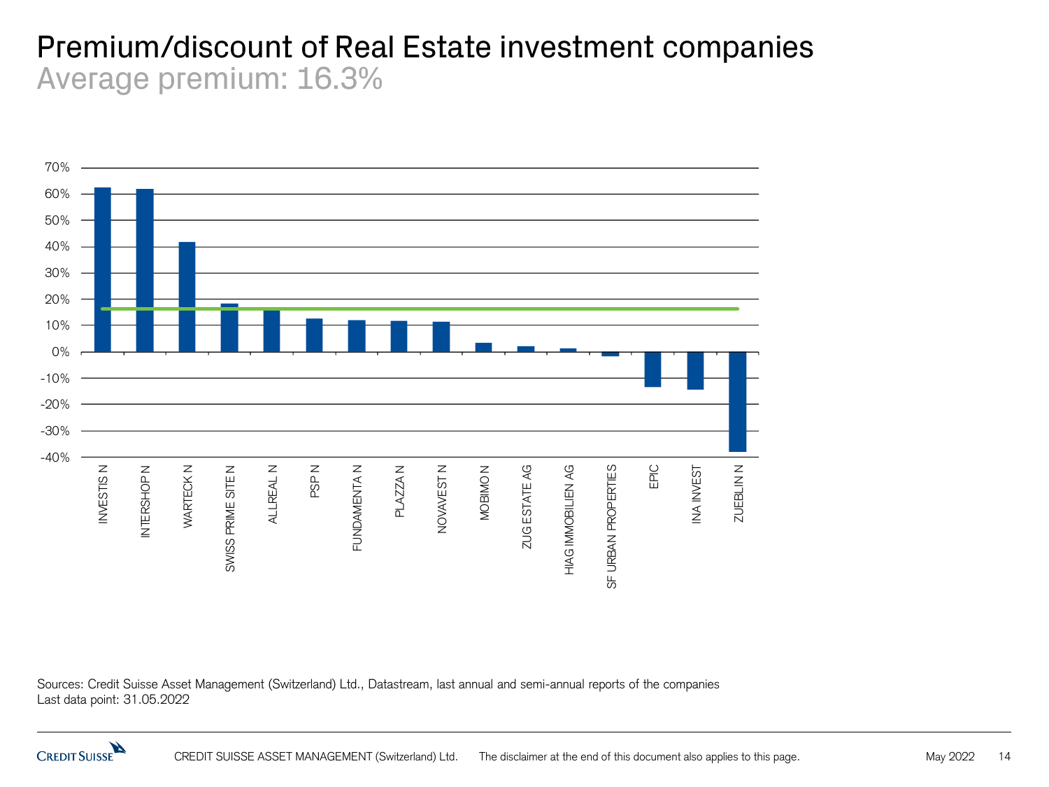# Premium/discount of Real Estate investment companies

## Average premium: 16.3%

Sources: Credit Suisse Asset Management (Switzerland) Ltd., Datastream, last annual and semi-annual reports of the companies
Last data point: 31.05.2022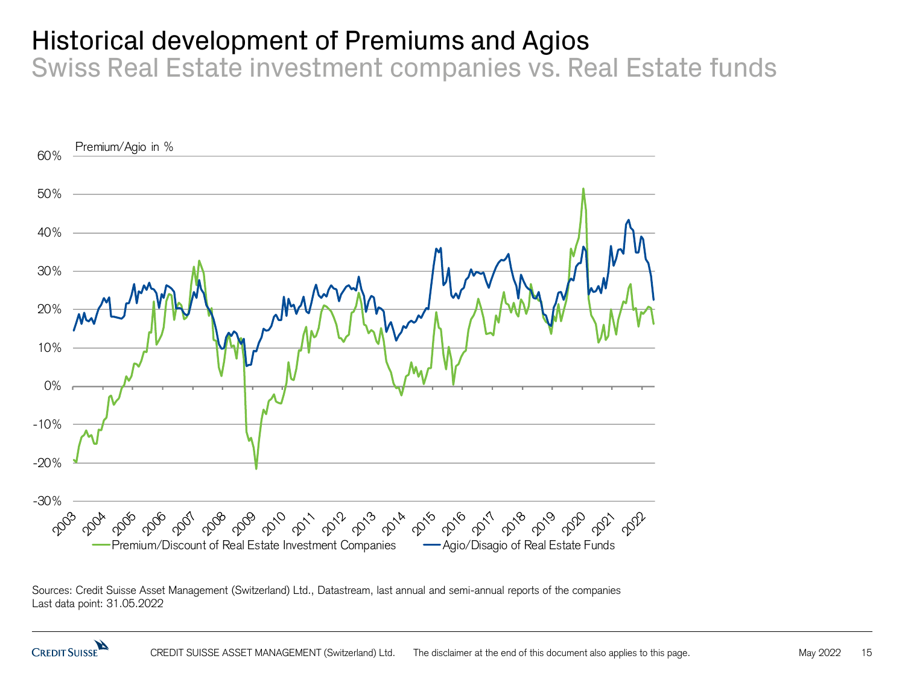# Historical development of Premiums and Agios

## Swiss Real Estate investment companies vs. Real Estate funds

Premium/Agio in %

60%
50%
40%
30%
20%
10%
0%
-10%
-20%
-30%

2003 2004 2005 2006 2007 2008 2009 2010 2011 2012 2013 2014 2015 2016 2017 2018 2019 2020 2021 2022

— Premium/Discount of Real Estate Investment Companies — Agio/Disagio of Real Estate Funds

Sources: Credit Suisse Asset Management (Switzerland) Ltd., Datastream, last annual and semi-annual reports of the companies
Last data point: 31.05.2022

CREDIT SUISSE ASSET MANAGEMENT (Switzerland) Ltd. The disclaimer at the end of this document also applies to this page.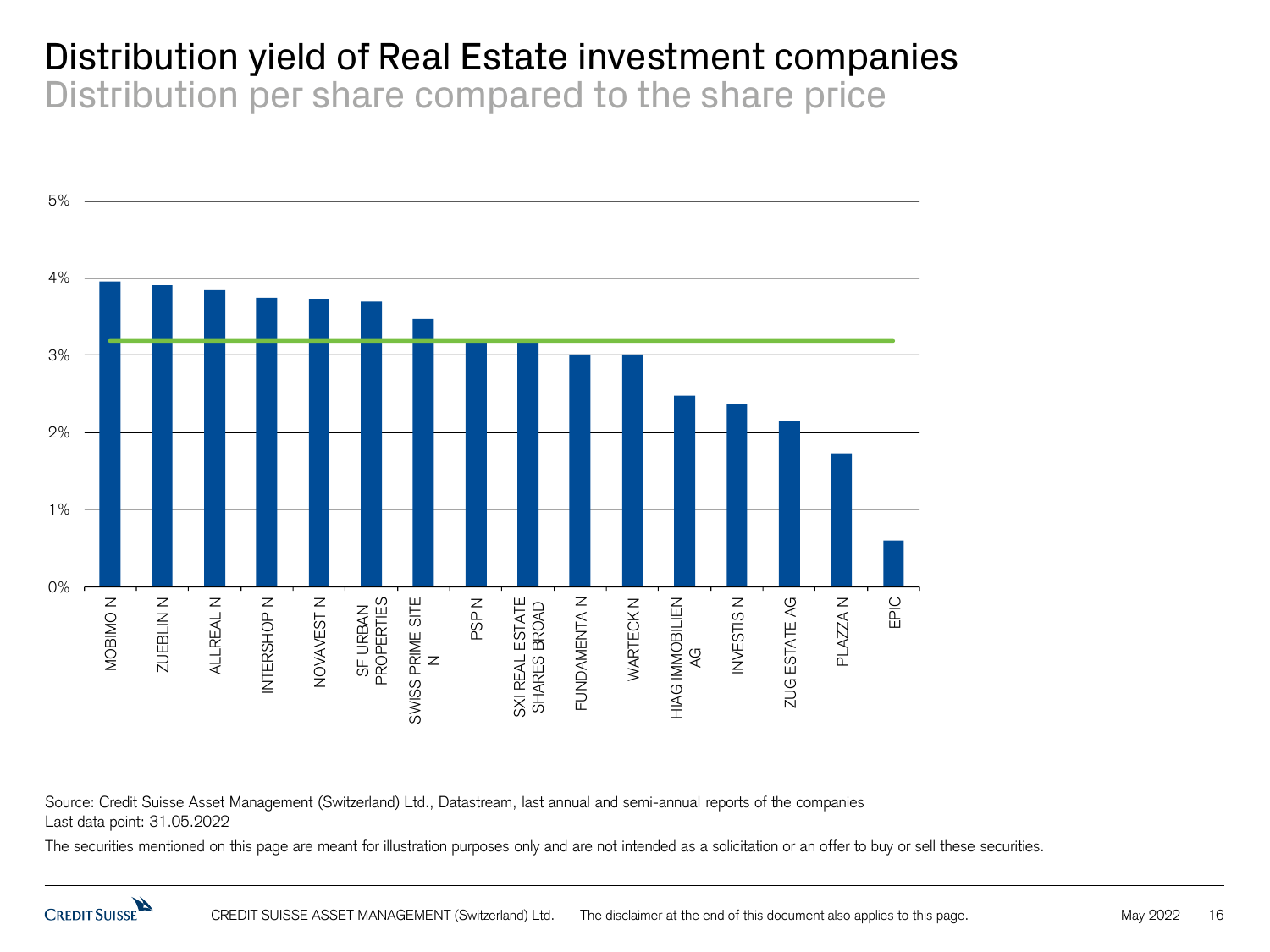# Distribution yield of Real Estate investment companies

## Distribution per share compared to the share price

| Company | Distribution yield (approx.) |
|---|---|
| MOBIMO N | 3.95% |
| ZUEBLIN N | 3.9% |
| ALLREAL N | 3.85% |
| INTERSHOP N | 3.75% |
| NOVAVEST N | 3.7% |
| SF URBAN PROPERTIES | 3.7% |
| SWISS PRIME SITE N | 3.45% |
| PSP N | 3.2% |
| SXI REAL ESTATE SHARES BROAD | 3.2% |
| FUNDAMENTA N | 3.0% |
| WARTECK N | 3.0% |
| HIAG IMMOBILIEN AG | 2.45% |
| INVESTIS N | 2.35% |
| ZUG ESTATE AG | 2.15% |
| PLAZZA N | 1.7% |
| EPIC | 0.6% |

Source: Credit Suisse Asset Management (Switzerland) Ltd., Datastream, last annual and semi-annual reports of the companies
Last data point: 31.05.2022

The securities mentioned on this page are meant for illustration purposes only and are not intended as a solicitation or an offer to buy or sell these securities.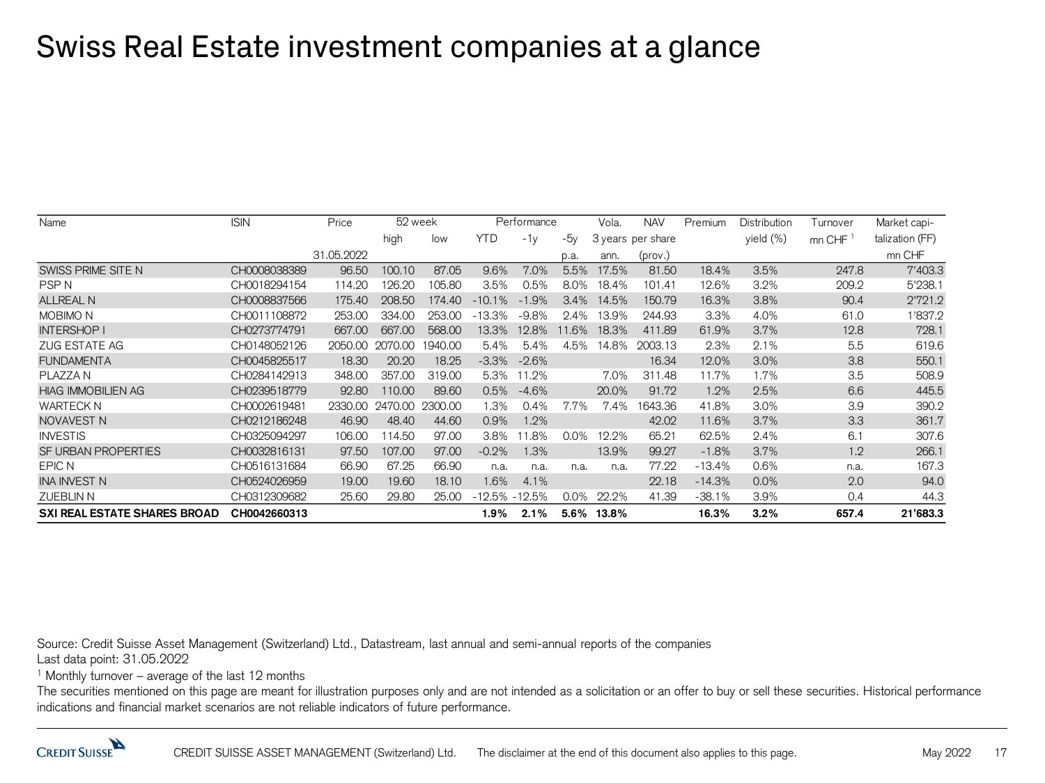# Swiss Real Estate investment companies at a glance

| Name | ISIN | Price | 52 week | | Performance | | | Vola. | NAV | Premium | Distribution | Turnover | Market capi- |
|---|---|---|---|---|---|---|---|---|---|---|---|---|---|
| | | | high | low | YTD | -1y | -5y | 3 years | per share | | yield (%) | mn CHF [1] | talization (FF) |
| | | 31.05.2022 | | | | | p.a. | ann. | (prov.) | | | | mn CHF |
| SWISS PRIME SITE N | CH0008038389 | 96.50 | 100.10 | 87.05 | 9.6% | 7.0% | 5.5% | 17.5% | 81.50 | 18.4% | 3.5% | 247.8 | 7'403.3 |
| PSP N | CH0018294154 | 114.20 | 126.20 | 105.80 | 3.5% | 0.5% | 8.0% | 18.4% | 101.41 | 12.6% | 3.2% | 209.2 | 5'238.1 |
| ALLREAL N | CH0008837566 | 175.40 | 208.50 | 174.40 | -10.1% | -1.9% | 3.4% | 14.5% | 150.79 | 16.3% | 3.8% | 90.4 | 2'721.2 |
| MOBIMO N | CH0011108872 | 253.00 | 334.00 | 253.00 | -13.3% | -9.8% | 2.4% | 13.9% | 244.93 | 3.3% | 4.0% | 61.0 | 1'837.2 |
| INTERSHOP I | CH0273774791 | 667.00 | 667.00 | 568.00 | 13.3% | 12.8% | 11.6% | 18.3% | 411.89 | 61.9% | 3.7% | 12.8 | 728.1 |
| ZUG ESTATE AG | CH0148052126 | 2050.00 | 2070.00 | 1940.00 | 5.4% | 5.4% | 4.5% | 14.8% | 2003.13 | 2.3% | 2.1% | 5.5 | 619.6 |
| FUNDAMENTA | CH0045825517 | 18.30 | 20.20 | 18.25 | -3.3% | -2.6% | | | 16.34 | 12.0% | 3.0% | 3.8 | 550.1 |
| PLAZZA N | CH0284142913 | 348.00 | 357.00 | 319.00 | 5.3% | 11.2% | | 7.0% | 311.48 | 11.7% | 1.7% | 3.5 | 508.9 |
| HIAG IMMOBILIEN AG | CH0239518779 | 92.80 | 110.00 | 89.60 | 0.5% | -4.6% | | 20.0% | 91.72 | 1.2% | 2.5% | 6.6 | 445.5 |
| WARTECK N | CH0002619481 | 2330.00 | 2470.00 | 2300.00 | 1.3% | 0.4% | 7.7% | 7.4% | 1643.36 | 41.8% | 3.0% | 3.9 | 390.2 |
| NOVAVEST N | CH0212186248 | 46.90 | 48.40 | 44.60 | 0.9% | 1.2% | | | 42.02 | 11.6% | 3.7% | 3.3 | 361.7 |
| INVESTIS | CH0325094297 | 106.00 | 114.50 | 97.00 | 3.8% | 11.8% | 0.0% | 12.2% | 65.21 | 62.5% | 2.4% | 6.1 | 307.6 |
| SF URBAN PROPERTIES | CH0032816131 | 97.50 | 107.00 | 97.00 | -0.2% | 1.3% | | 13.9% | 99.27 | -1.8% | 3.7% | 1.2 | 266.1 |
| EPIC N | CH0516131684 | 66.90 | 67.25 | 66.90 | n.a. | n.a. | n.a. | n.a. | 77.22 | -13.4% | 0.6% | n.a. | 167.3 |
| INA INVEST N | CH0524026959 | 19.00 | 19.60 | 18.10 | 1.6% | 4.1% | | | 22.18 | -14.3% | 0.0% | 2.0 | 94.0 |
| ZUEBLIN N | CH0312309682 | 25.60 | 29.80 | 25.00 | -12.5% | -12.5% | 0.0% | 22.2% | 41.39 | -38.1% | 3.9% | 0.4 | 44.3 |
| **SXI REAL ESTATE SHARES BROAD** | **CH0042660313** | | | | **1.9%** | **2.1%** | **5.6%** | **13.8%** | | **16.3%** | **3.2%** | **657.4** | **21'683.3** |

Source: Credit Suisse Asset Management (Switzerland) Ltd., Datastream, last annual and semi-annual reports of the companies
Last data point: 31.05.2022

[1] Monthly turnover – average of the last 12 months

The securities mentioned on this page are meant for illustration purposes only and are not intended as a solicitation or an offer to buy or sell these securities. Historical performance indications and financial market scenarios are not reliable indicators of future performance.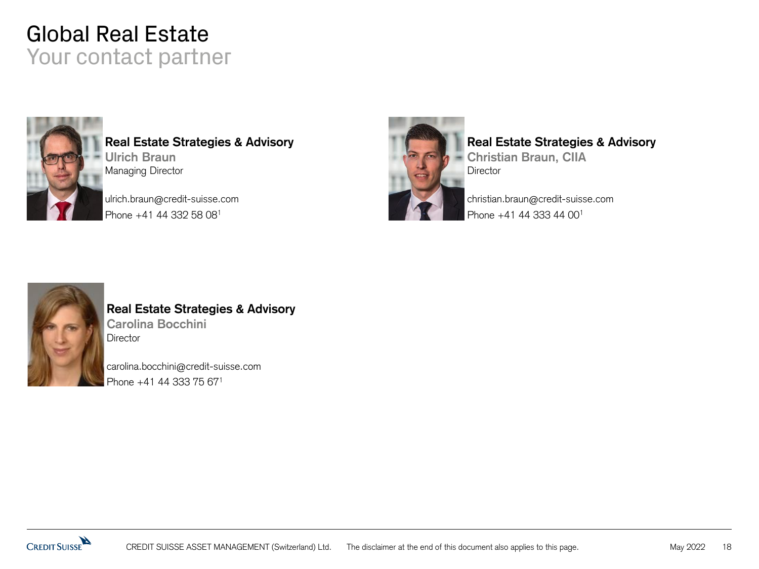# Global Real Estate

## Your contact partner

**Real Estate Strategies & Advisory**
**Ulrich Braun**
Managing Director

ulrich.braun@credit-suisse.com
Phone +41 44 332 58 08[1]

**Real Estate Strategies & Advisory**
**Christian Braun, CIIA**
Director

christian.braun@credit-suisse.com
Phone +41 44 333 44 00[1]

**Real Estate Strategies & Advisory**
**Carolina Bocchini**
Director

carolina.bocchini@credit-suisse.com
Phone +41 44 333 75 67[1]

CREDIT SUISSE ASSET MANAGEMENT (Switzerland) Ltd. The disclaimer at the end of this document also applies to this page.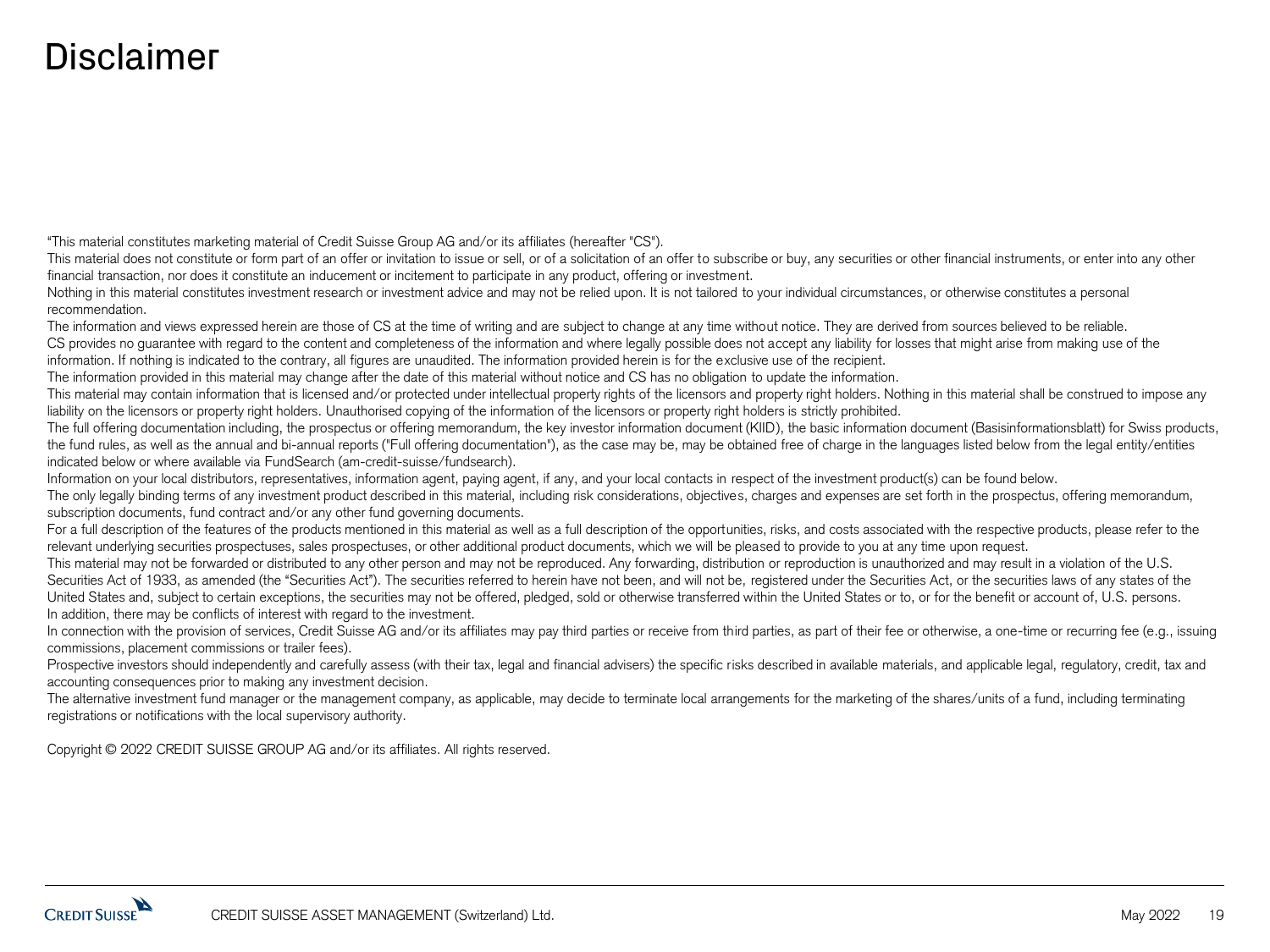# Disclaimer

"This material constitutes marketing material of Credit Suisse Group AG and/or its affiliates (hereafter "CS").

This material does not constitute or form part of an offer or invitation to issue or sell, or of a solicitation of an offer to subscribe or buy, any securities or other financial instruments, or enter into any other financial transaction, nor does it constitute an inducement or incitement to participate in any product, offering or investment.

Nothing in this material constitutes investment research or investment advice and may not be relied upon. It is not tailored to your individual circumstances, or otherwise constitutes a personal recommendation.

The information and views expressed herein are those of CS at the time of writing and are subject to change at any time without notice. They are derived from sources believed to be reliable.

CS provides no guarantee with regard to the content and completeness of the information and where legally possible does not accept any liability for losses that might arise from making use of the information. If nothing is indicated to the contrary, all figures are unaudited. The information provided herein is for the exclusive use of the recipient.

The information provided in this material may change after the date of this material without notice and CS has no obligation to update the information.

This material may contain information that is licensed and/or protected under intellectual property rights of the licensors and property right holders. Nothing in this material shall be construed to impose any liability on the licensors or property right holders. Unauthorised copying of the information of the licensors or property right holders is strictly prohibited.

The full offering documentation including, the prospectus or offering memorandum, the key investor information document (KIID), the basic information document (Basisinformationsblatt) for Swiss products, the fund rules, as well as the annual and bi-annual reports ("Full offering documentation"), as the case may be, may be obtained free of charge in the languages listed below from the legal entity/entities indicated below or where available via FundSearch (am-credit-suisse/fundsearch).

Information on your local distributors, representatives, information agent, paying agent, if any, and your local contacts in respect of the investment product(s) can be found below.

The only legally binding terms of any investment product described in this material, including risk considerations, objectives, charges and expenses are set forth in the prospectus, offering memorandum, subscription documents, fund contract and/or any other fund governing documents.

For a full description of the features of the products mentioned in this material as well as a full description of the opportunities, risks, and costs associated with the respective products, please refer to the relevant underlying securities prospectuses, sales prospectuses, or other additional product documents, which we will be pleased to provide to you at any time upon request.

This material may not be forwarded or distributed to any other person and may not be reproduced. Any forwarding, distribution or reproduction is unauthorized and may result in a violation of the U.S. Securities Act of 1933, as amended (the "Securities Act"). The securities referred to herein have not been, and will not be, registered under the Securities Act, or the securities laws of any states of the United States and, subject to certain exceptions, the securities may not be offered, pledged, sold or otherwise transferred within the United States or to, or for the benefit or account of, U.S. persons.

In addition, there may be conflicts of interest with regard to the investment.

In connection with the provision of services, Credit Suisse AG and/or its affiliates may pay third parties or receive from third parties, as part of their fee or otherwise, a one-time or recurring fee (e.g., issuing commissions, placement commissions or trailer fees).

Prospective investors should independently and carefully assess (with their tax, legal and financial advisers) the specific risks described in available materials, and applicable legal, regulatory, credit, tax and accounting consequences prior to making any investment decision.

The alternative investment fund manager or the management company, as applicable, may decide to terminate local arrangements for the marketing of the shares/units of a fund, including terminating registrations or notifications with the local supervisory authority.

Copyright © 2022 CREDIT SUISSE GROUP AG and/or its affiliates. All rights reserved.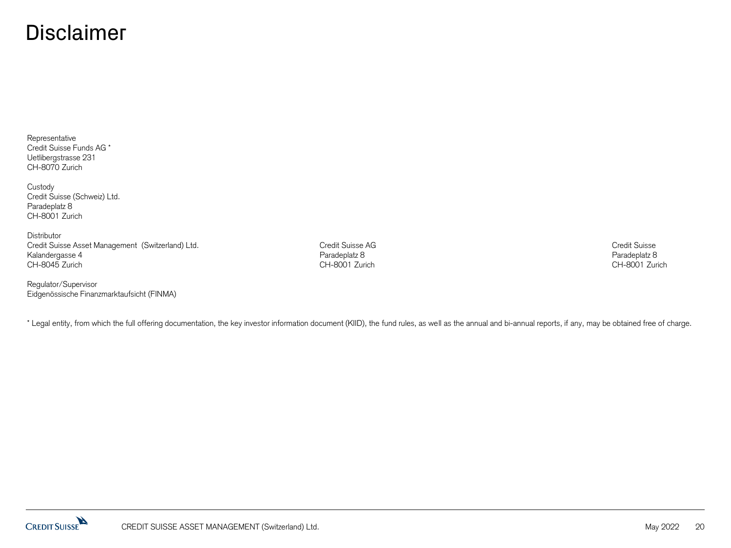# Disclaimer

Representative
Credit Suisse Funds AG *
Uetlibergstrasse 231
CH-8070 Zurich

Custody
Credit Suisse (Schweiz) Ltd.
Paradeplatz 8
CH-8001 Zurich

Distributor
Credit Suisse Asset Management (Switzerland) Ltd.
Kalandergasse 4
CH-8045 Zurich

Credit Suisse AG
Paradeplatz 8
CH-8001 Zurich

Credit Suisse
Paradeplatz 8
CH-8001 Zurich

Regulator/Supervisor
Eidgenössische Finanzmarktaufsicht (FINMA)

* Legal entity, from which the full offering documentation, the key investor information document (KIID), the fund rules, as well as the annual and bi-annual reports, if any, may be obtained free of charge.